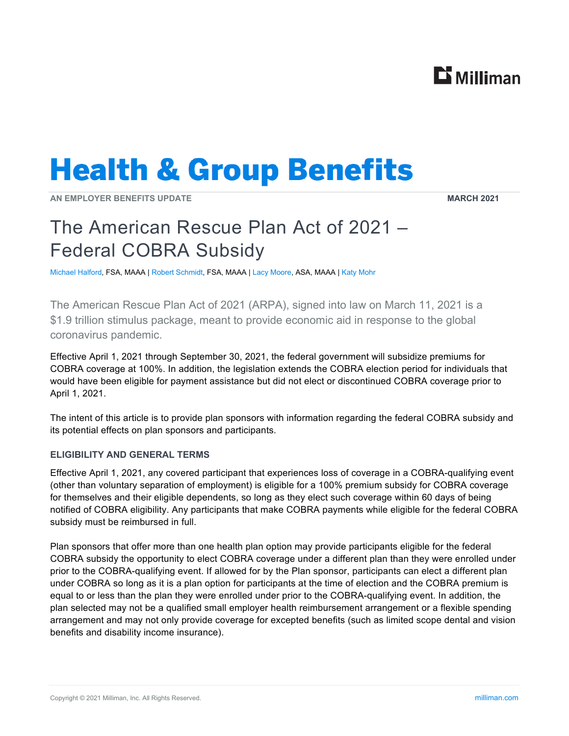# Health & Group Benefits

AN EMPLOYER BENEFITS UPDATE — MARCH 2021

## The American Rescue Plan Act of 2021 – Federal COBRA Subsidy

Michael Halford, FSA, MAAA | Robert Schmidt, FSA, MAAA | Lacy Moore, ASA, MAAA | Katy Mohr

The American Rescue Plan Act of 2021 (ARPA), signed into law on March 11, 2021 is a $1.9 trillion stimulus package, meant to provide economic aid in response to the global coronavirus pandemic.

Effective April 1, 2021 through September 30, 2021, the federal government will subsidize premiums for COBRA coverage at 100%. In addition, the legislation extends the COBRA election period for individuals that would have been eligible for payment assistance but did not elect or discontinued COBRA coverage prior to April 1, 2021.

The intent of this article is to provide plan sponsors with information regarding the federal COBRA subsidy and its potential effects on plan sponsors and participants.

### ELIGIBILITY AND GENERAL TERMS

Effective April 1, 2021, any covered participant that experiences loss of coverage in a COBRA-qualifying event (other than voluntary separation of employment) is eligible for a 100% premium subsidy for COBRA coverage for themselves and their eligible dependents, so long as they elect such coverage within 60 days of being notified of COBRA eligibility. Any participants that make COBRA payments while eligible for the federal COBRA subsidy must be reimbursed in full.

Plan sponsors that offer more than one health plan option may provide participants eligible for the federal COBRA subsidy the opportunity to elect COBRA coverage under a different plan than they were enrolled under prior to the COBRA-qualifying event. If allowed for by the Plan sponsor, participants can elect a different plan under COBRA so long as it is a plan option for participants at the time of election and the COBRA premium is equal to or less than the plan they were enrolled under prior to the COBRA-qualifying event. In addition, the plan selected may not be a qualified small employer health reimbursement arrangement or a flexible spending arrangement and may not only provide coverage for excepted benefits (such as limited scope dental and vision benefits and disability income insurance).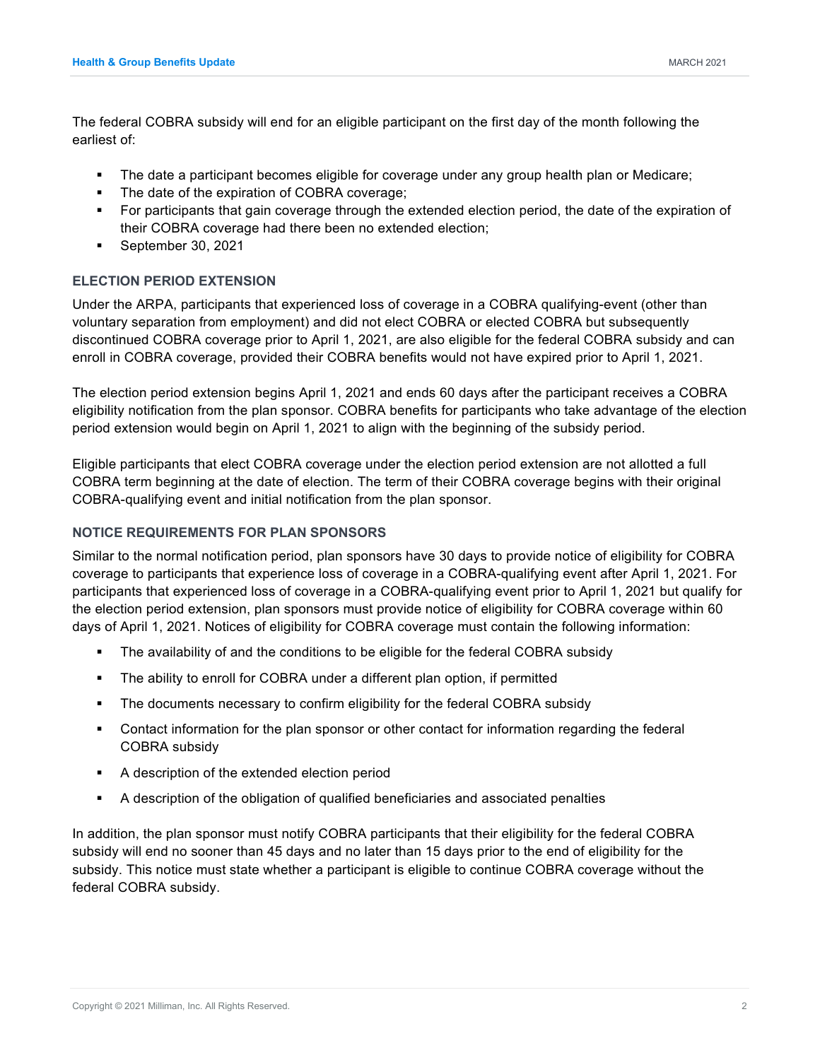The federal COBRA subsidy will end for an eligible participant on the first day of the month following the earliest of:

- The date a participant becomes eligible for coverage under any group health plan or Medicare;
- The date of the expiration of COBRA coverage;
- For participants that gain coverage through the extended election period, the date of the expiration of their COBRA coverage had there been no extended election;
- September 30, 2021

### ELECTION PERIOD EXTENSION

Under the ARPA, participants that experienced loss of coverage in a COBRA qualifying-event (other than voluntary separation from employment) and did not elect COBRA or elected COBRA but subsequently discontinued COBRA coverage prior to April 1, 2021, are also eligible for the federal COBRA subsidy and can enroll in COBRA coverage, provided their COBRA benefits would not have expired prior to April 1, 2021.

The election period extension begins April 1, 2021 and ends 60 days after the participant receives a COBRA eligibility notification from the plan sponsor. COBRA benefits for participants who take advantage of the election period extension would begin on April 1, 2021 to align with the beginning of the subsidy period.

Eligible participants that elect COBRA coverage under the election period extension are not allotted a full COBRA term beginning at the date of election. The term of their COBRA coverage begins with their original COBRA-qualifying event and initial notification from the plan sponsor.

### NOTICE REQUIREMENTS FOR PLAN SPONSORS

Similar to the normal notification period, plan sponsors have 30 days to provide notice of eligibility for COBRA coverage to participants that experience loss of coverage in a COBRA-qualifying event after April 1, 2021. For participants that experienced loss of coverage in a COBRA-qualifying event prior to April 1, 2021 but qualify for the election period extension, plan sponsors must provide notice of eligibility for COBRA coverage within 60 days of April 1, 2021. Notices of eligibility for COBRA coverage must contain the following information:

- The availability of and the conditions to be eligible for the federal COBRA subsidy
- The ability to enroll for COBRA under a different plan option, if permitted
- The documents necessary to confirm eligibility for the federal COBRA subsidy
- Contact information for the plan sponsor or other contact for information regarding the federal COBRA subsidy
- A description of the extended election period
- A description of the obligation of qualified beneficiaries and associated penalties

In addition, the plan sponsor must notify COBRA participants that their eligibility for the federal COBRA subsidy will end no sooner than 45 days and no later than 15 days prior to the end of eligibility for the subsidy. This notice must state whether a participant is eligible to continue COBRA coverage without the federal COBRA subsidy.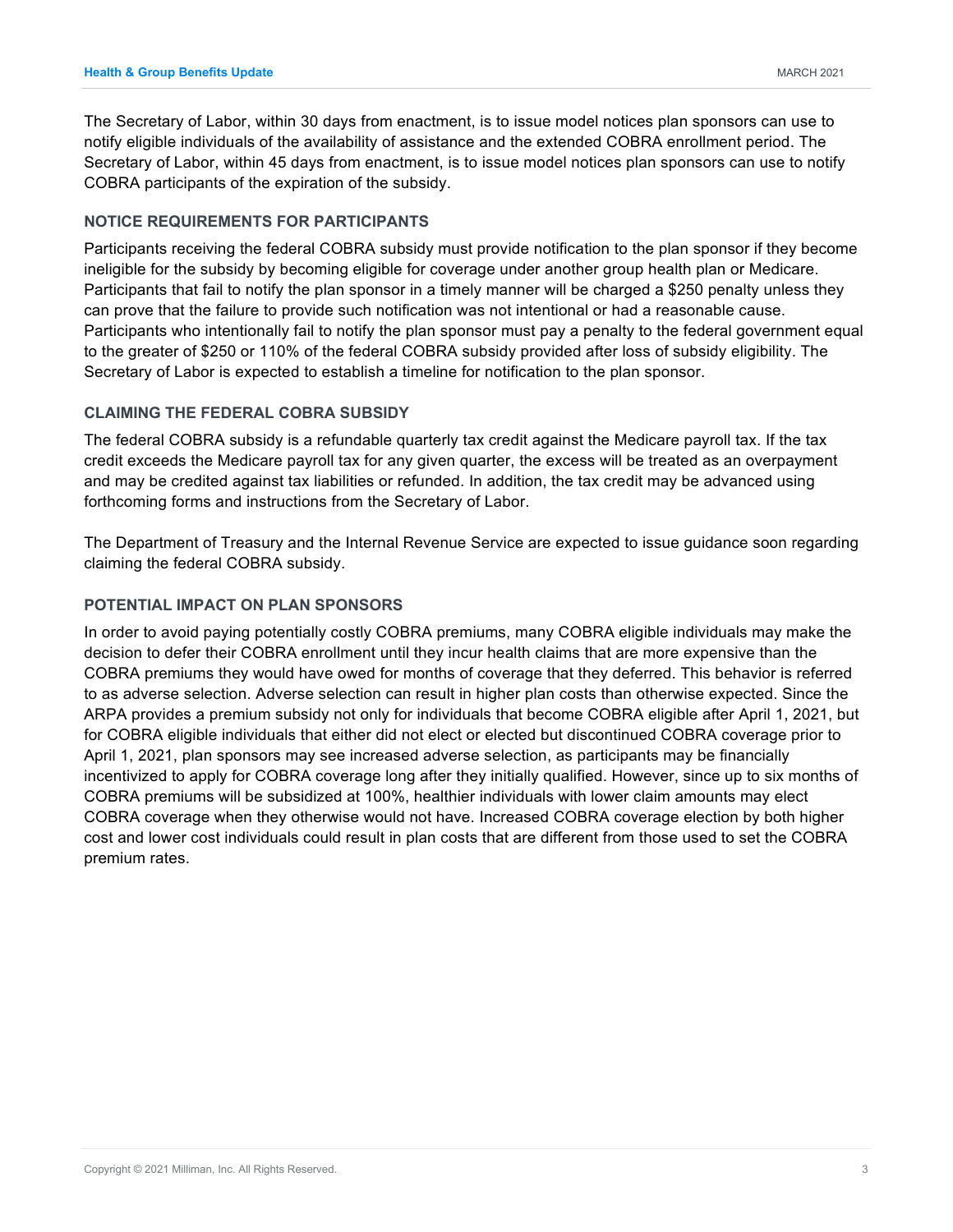The Secretary of Labor, within 30 days from enactment, is to issue model notices plan sponsors can use to notify eligible individuals of the availability of assistance and the extended COBRA enrollment period. The Secretary of Labor, within 45 days from enactment, is to issue model notices plan sponsors can use to notify COBRA participants of the expiration of the subsidy.

### NOTICE REQUIREMENTS FOR PARTICIPANTS

Participants receiving the federal COBRA subsidy must provide notification to the plan sponsor if they become ineligible for the subsidy by becoming eligible for coverage under another group health plan or Medicare. Participants that fail to notify the plan sponsor in a timely manner will be charged a $250 penalty unless they can prove that the failure to provide such notification was not intentional or had a reasonable cause. Participants who intentionally fail to notify the plan sponsor must pay a penalty to the federal government equal to the greater of $250 or 110% of the federal COBRA subsidy provided after loss of subsidy eligibility. The Secretary of Labor is expected to establish a timeline for notification to the plan sponsor.

### CLAIMING THE FEDERAL COBRA SUBSIDY

The federal COBRA subsidy is a refundable quarterly tax credit against the Medicare payroll tax. If the tax credit exceeds the Medicare payroll tax for any given quarter, the excess will be treated as an overpayment and may be credited against tax liabilities or refunded. In addition, the tax credit may be advanced using forthcoming forms and instructions from the Secretary of Labor.

The Department of Treasury and the Internal Revenue Service are expected to issue guidance soon regarding claiming the federal COBRA subsidy.

### POTENTIAL IMPACT ON PLAN SPONSORS

In order to avoid paying potentially costly COBRA premiums, many COBRA eligible individuals may make the decision to defer their COBRA enrollment until they incur health claims that are more expensive than the COBRA premiums they would have owed for months of coverage that they deferred. This behavior is referred to as adverse selection. Adverse selection can result in higher plan costs than otherwise expected. Since the ARPA provides a premium subsidy not only for individuals that become COBRA eligible after April 1, 2021, but for COBRA eligible individuals that either did not elect or elected but discontinued COBRA coverage prior to April 1, 2021, plan sponsors may see increased adverse selection, as participants may be financially incentivized to apply for COBRA coverage long after they initially qualified. However, since up to six months of COBRA premiums will be subsidized at 100%, healthier individuals with lower claim amounts may elect COBRA coverage when they otherwise would not have. Increased COBRA coverage election by both higher cost and lower cost individuals could result in plan costs that are different from those used to set the COBRA premium rates.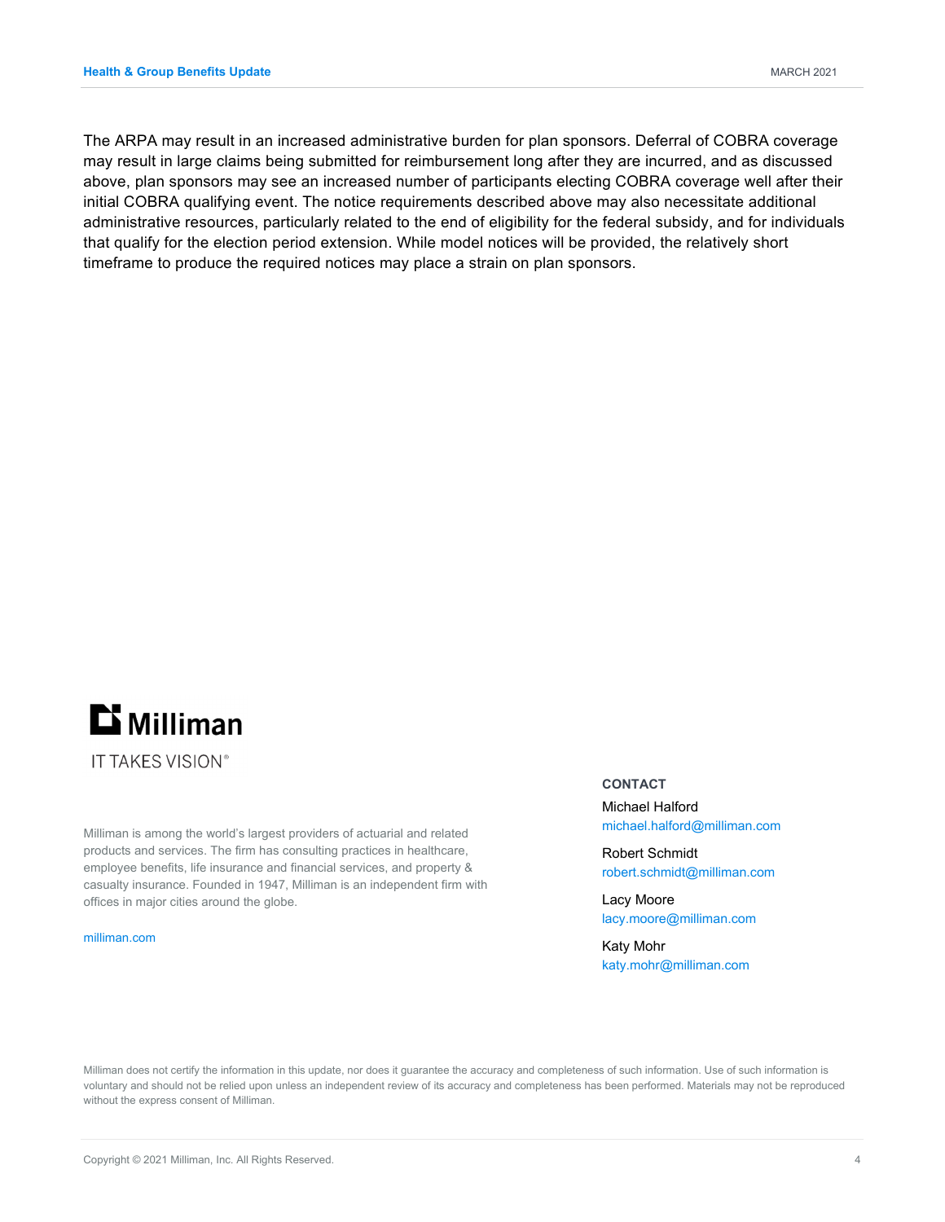The ARPA may result in an increased administrative burden for plan sponsors. Deferral of COBRA coverage may result in large claims being submitted for reimbursement long after they are incurred, and as discussed above, plan sponsors may see an increased number of participants electing COBRA coverage well after their initial COBRA qualifying event. The notice requirements described above may also necessitate additional administrative resources, particularly related to the end of eligibility for the federal subsidy, and for individuals that qualify for the election period extension. While model notices will be provided, the relatively short timeframe to produce the required notices may place a strain on plan sponsors.

**Milliman**

IT TAKES VISION®

Milliman is among the world's largest providers of actuarial and related products and services. The firm has consulting practices in healthcare, employee benefits, life insurance and financial services, and property & casualty insurance. Founded in 1947, Milliman is an independent firm with offices in major cities around the globe.

milliman.com

**CONTACT**

Michael Halford
michael.halford@milliman.com

Robert Schmidt
robert.schmidt@milliman.com

Lacy Moore
lacy.moore@milliman.com

Katy Mohr
katy.mohr@milliman.com

Milliman does not certify the information in this update, nor does it guarantee the accuracy and completeness of such information. Use of such information is voluntary and should not be relied upon unless an independent review of its accuracy and completeness has been performed. Materials may not be reproduced without the express consent of Milliman.

Copyright © 2021 Milliman, Inc. All Rights Reserved.